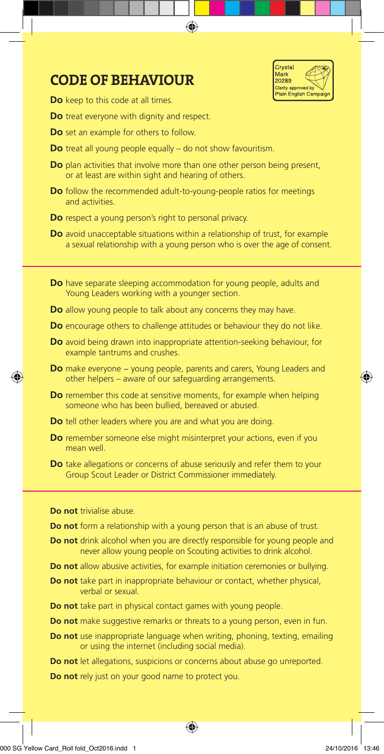# CODE OF BEHAVIOUR

Crystal Mark 20289 Clarity approved by Plain English Campaign

**Do** keep to this code at all times.

**Do** treat everyone with dignity and respect.

**Do** set an example for others to follow.

**Do** treat all young people equally – do not show favouritism.

**Do** plan activities that involve more than one other person being present, or at least are within sight and hearing of others.

**Do** follow the recommended adult-to-young-people ratios for meetings and activities.

**Do** respect a young person's right to personal privacy.

**Do** avoid unacceptable situations within a relationship of trust, for example a sexual relationship with a young person who is over the age of consent.

---

**Do** have separate sleeping accommodation for young people, adults and Young Leaders working with a younger section.

**Do** allow young people to talk about any concerns they may have.

**Do** encourage others to challenge attitudes or behaviour they do not like.

**Do** avoid being drawn into inappropriate attention-seeking behaviour, for example tantrums and crushes.

**Do** make everyone – young people, parents and carers, Young Leaders and other helpers – aware of our safeguarding arrangements.

**Do** remember this code at sensitive moments, for example when helping someone who has been bullied, bereaved or abused.

**Do** tell other leaders where you are and what you are doing.

**Do** remember someone else might misinterpret your actions, even if you mean well.

**Do** take allegations or concerns of abuse seriously and refer them to your Group Scout Leader or District Commissioner immediately.

---

**Do not** trivialise abuse.

**Do not** form a relationship with a young person that is an abuse of trust.

**Do not** drink alcohol when you are directly responsible for young people and never allow young people on Scouting activities to drink alcohol.

**Do not** allow abusive activities, for example initiation ceremonies or bullying.

**Do not** take part in inappropriate behaviour or contact, whether physical, verbal or sexual.

**Do not** take part in physical contact games with young people.

**Do not** make suggestive remarks or threats to a young person, even in fun.

**Do not** use inappropriate language when writing, phoning, texting, emailing or using the internet (including social media).

**Do not** let allegations, suspicions or concerns about abuse go unreported.

**Do not** rely just on your good name to protect you.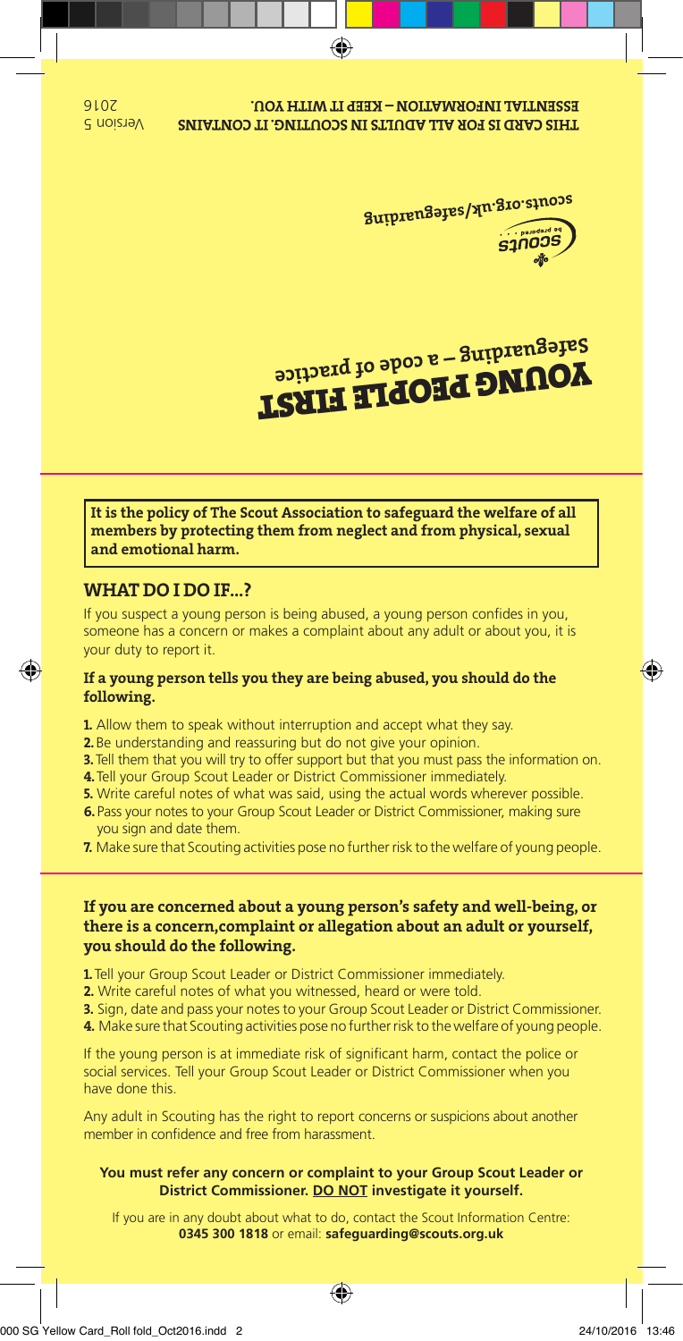THIS CARD IS FOR ALL ADULTS IN SCOUTING. IT CONTAINS ESSENTIAL INFORMATION – KEEP IT WITH YOU.

Version 5
2016

scouts.org.uk/safeguarding

# YOUNG PEOPLE FIRST

## Safeguarding – a code of practice

**It is the policy of The Scout Association to safeguard the welfare of all members by protecting them from neglect and from physical, sexual and emotional harm.**

## WHAT DO I DO IF...?

If you suspect a young person is being abused, a young person confides in you, someone has a concern or makes a complaint about any adult or about you, it is your duty to report it.

### If a young person tells you they are being abused, you should do the following.

1. Allow them to speak without interruption and accept what they say.
2. Be understanding and reassuring but do not give your opinion.
3. Tell them that you will try to offer support but that you must pass the information on.
4. Tell your Group Scout Leader or District Commissioner immediately.
5. Write careful notes of what was said, using the actual words wherever possible.
6. Pass your notes to your Group Scout Leader or District Commissioner, making sure you sign and date them.
7. Make sure that Scouting activities pose no further risk to the welfare of young people.

### If you are concerned about a young person's safety and well-being, or there is a concern,complaint or allegation about an adult or yourself, you should do the following.

1. Tell your Group Scout Leader or District Commissioner immediately.
2. Write careful notes of what you witnessed, heard or were told.
3. Sign, date and pass your notes to your Group Scout Leader or District Commissioner.
4. Make sure that Scouting activities pose no further risk to the welfare of young people.

If the young person is at immediate risk of significant harm, contact the police or social services. Tell your Group Scout Leader or District Commissioner when you have done this.

Any adult in Scouting has the right to report concerns or suspicions about another member in confidence and free from harassment.

**You must refer any concern or complaint to your Group Scout Leader or District Commissioner. DO NOT investigate it yourself.**

If you are in any doubt about what to do, contact the Scout Information Centre: **0345 300 1818** or email: **safeguarding@scouts.org.uk**